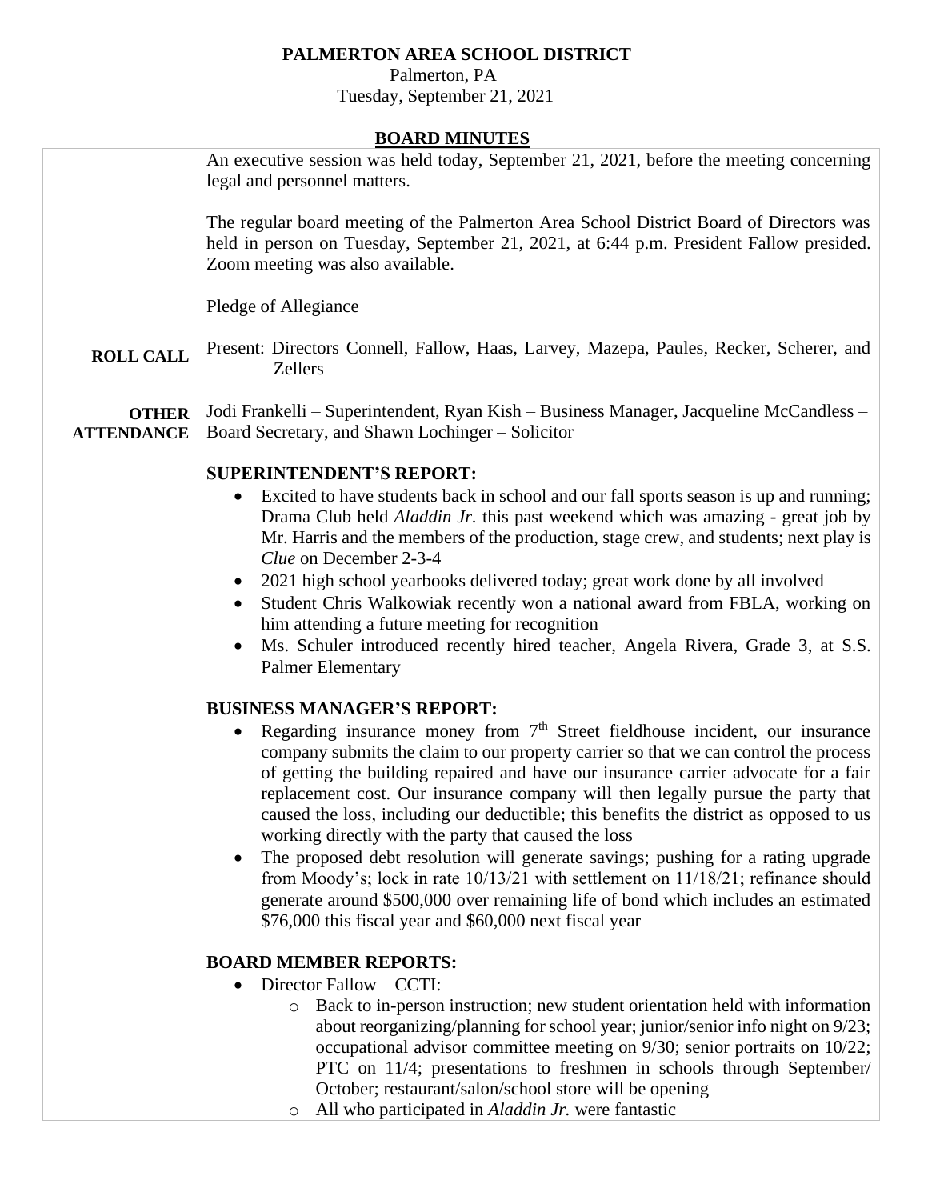# PALMERTON AREA SCHOOL DISTRICT

Palmerton, PA

Tuesday, September 21, 2021

## BOARD MINUTES

An executive session was held today, September 21, 2021, before the meeting concerning legal and personnel matters.

The regular board meeting of the Palmerton Area School District Board of Directors was held in person on Tuesday, September 21, 2021, at 6:44 p.m. President Fallow presided. Zoom meeting was also available.

Pledge of Allegiance

**ROLL CALL**

Present: Directors Connell, Fallow, Haas, Larvey, Mazepa, Paules, Recker, Scherer, and Zellers

**OTHER ATTENDANCE**

Jodi Frankelli – Superintendent, Ryan Kish – Business Manager, Jacqueline McCandless – Board Secretary, and Shawn Lochinger – Solicitor

**SUPERINTENDENT'S REPORT:**

- Excited to have students back in school and our fall sports season is up and running; Drama Club held *Aladdin Jr.* this past weekend which was amazing - great job by Mr. Harris and the members of the production, stage crew, and students; next play is *Clue* on December 2-3-4
- 2021 high school yearbooks delivered today; great work done by all involved
- Student Chris Walkowiak recently won a national award from FBLA, working on him attending a future meeting for recognition
- Ms. Schuler introduced recently hired teacher, Angela Rivera, Grade 3, at S.S. Palmer Elementary

**BUSINESS MANAGER'S REPORT:**

- Regarding insurance money from 7th Street fieldhouse incident, our insurance company submits the claim to our property carrier so that we can control the process of getting the building repaired and have our insurance carrier advocate for a fair replacement cost. Our insurance company will then legally pursue the party that caused the loss, including our deductible; this benefits the district as opposed to us working directly with the party that caused the loss
- The proposed debt resolution will generate savings; pushing for a rating upgrade from Moody's; lock in rate 10/13/21 with settlement on 11/18/21; refinance should generate around $500,000 over remaining life of bond which includes an estimated $76,000 this fiscal year and $60,000 next fiscal year

**BOARD MEMBER REPORTS:**

- Director Fallow – CCTI:
  - Back to in-person instruction; new student orientation held with information about reorganizing/planning for school year; junior/senior info night on 9/23; occupational advisor committee meeting on 9/30; senior portraits on 10/22; PTC on 11/4; presentations to freshmen in schools through September/ October; restaurant/salon/school store will be opening
  - All who participated in *Aladdin Jr.* were fantastic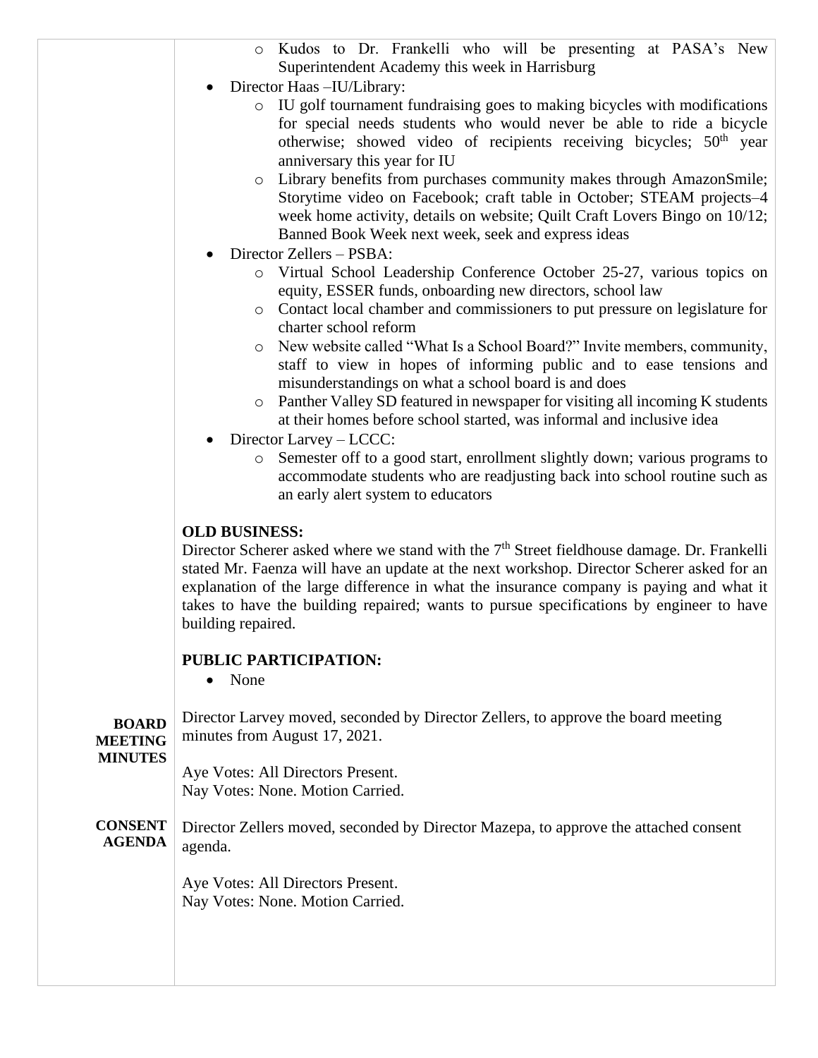- Kudos to Dr. Frankelli who will be presenting at PASA's New Superintendent Academy this week in Harrisburg

- Director Haas –IU/Library:
  - IU golf tournament fundraising goes to making bicycles with modifications for special needs students who would never be able to ride a bicycle otherwise; showed video of recipients receiving bicycles; 50th year anniversary this year for IU
  - Library benefits from purchases community makes through AmazonSmile; Storytime video on Facebook; craft table in October; STEAM projects–4 week home activity, details on website; Quilt Craft Lovers Bingo on 10/12; Banned Book Week next week, seek and express ideas
- Director Zellers – PSBA:
  - Virtual School Leadership Conference October 25-27, various topics on equity, ESSER funds, onboarding new directors, school law
  - Contact local chamber and commissioners to put pressure on legislature for charter school reform
  - New website called "What Is a School Board?" Invite members, community, staff to view in hopes of informing public and to ease tensions and misunderstandings on what a school board is and does
  - Panther Valley SD featured in newspaper for visiting all incoming K students at their homes before school started, was informal and inclusive idea
- Director Larvey – LCCC:
  - Semester off to a good start, enrollment slightly down; various programs to accommodate students who are readjusting back into school routine such as an early alert system to educators

**OLD BUSINESS:**

Director Scherer asked where we stand with the 7th Street fieldhouse damage. Dr. Frankelli stated Mr. Faenza will have an update at the next workshop. Director Scherer asked for an explanation of the large difference in what the insurance company is paying and what it takes to have the building repaired; wants to pursue specifications by engineer to have building repaired.

**PUBLIC PARTICIPATION:**

- None

**BOARD MEETING MINUTES**

Director Larvey moved, seconded by Director Zellers, to approve the board meeting minutes from August 17, 2021.

Aye Votes: All Directors Present.
Nay Votes: None. Motion Carried.

**CONSENT AGENDA**

Director Zellers moved, seconded by Director Mazepa, to approve the attached consent agenda.

Aye Votes: All Directors Present.
Nay Votes: None. Motion Carried.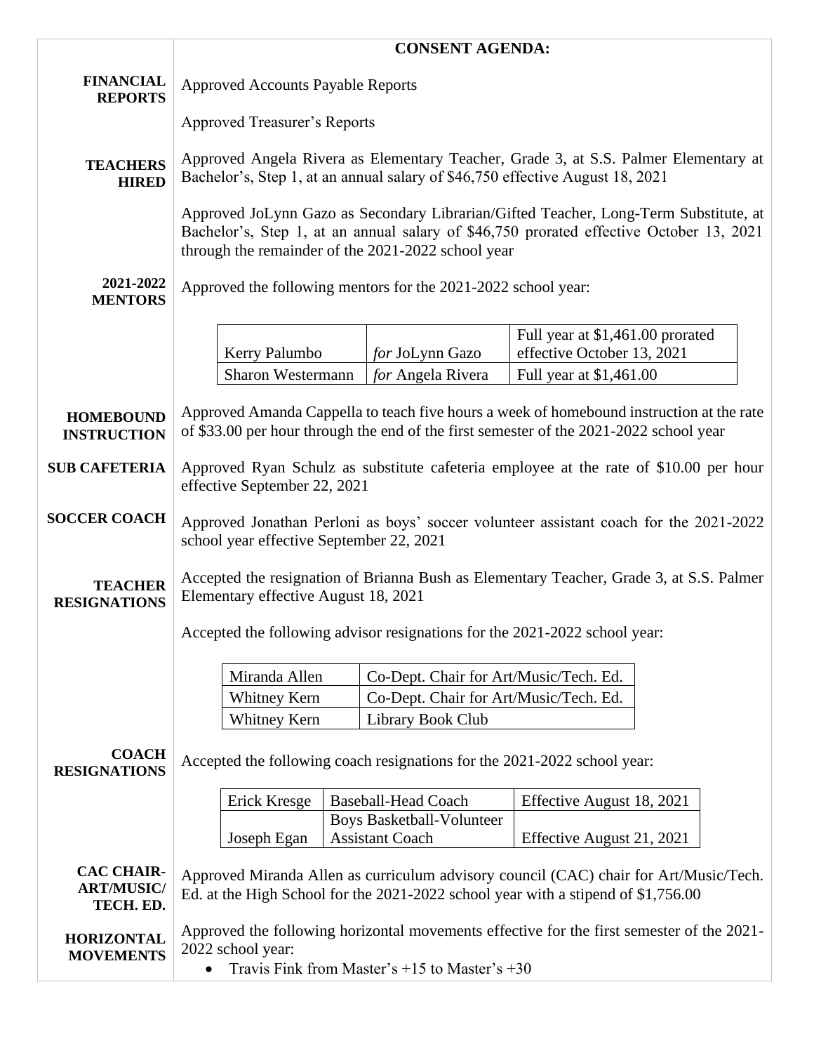## CONSENT AGENDA:

**FINANCIAL REPORTS**

Approved Accounts Payable Reports

Approved Treasurer's Reports

**TEACHERS HIRED**

Approved Angela Rivera as Elementary Teacher, Grade 3, at S.S. Palmer Elementary at Bachelor's, Step 1, at an annual salary of $46,750 effective August 18, 2021

Approved JoLynn Gazo as Secondary Librarian/Gifted Teacher, Long-Term Substitute, at Bachelor's, Step 1, at an annual salary of $46,750 prorated effective October 13, 2021 through the remainder of the 2021-2022 school year

**2021-2022 MENTORS**

Approved the following mentors for the 2021-2022 school year:

| | | |
|---|---|---|
| Kerry Palumbo | *for* JoLynn Gazo | Full year at $1,461.00 prorated effective October 13, 2021 |
| Sharon Westermann | *for* Angela Rivera | Full year at $1,461.00 |

**HOMEBOUND INSTRUCTION**

Approved Amanda Cappella to teach five hours a week of homebound instruction at the rate of $33.00 per hour through the end of the first semester of the 2021-2022 school year

**SUB CAFETERIA**

Approved Ryan Schulz as substitute cafeteria employee at the rate of $10.00 per hour effective September 22, 2021

**SOCCER COACH**

Approved Jonathan Perloni as boys' soccer volunteer assistant coach for the 2021-2022 school year effective September 22, 2021

**TEACHER RESIGNATIONS**

Accepted the resignation of Brianna Bush as Elementary Teacher, Grade 3, at S.S. Palmer Elementary effective August 18, 2021

Accepted the following advisor resignations for the 2021-2022 school year:

| | |
|---|---|
| Miranda Allen | Co-Dept. Chair for Art/Music/Tech. Ed. |
| Whitney Kern | Co-Dept. Chair for Art/Music/Tech. Ed. |
| Whitney Kern | Library Book Club |

**COACH RESIGNATIONS**

Accepted the following coach resignations for the 2021-2022 school year:

| | | |
|---|---|---|
| Erick Kresge | Baseball-Head Coach | Effective August 18, 2021 |
| Joseph Egan | Boys Basketball-Volunteer Assistant Coach | Effective August 21, 2021 |

**CAC CHAIR-ART/MUSIC/ TECH. ED.**

Approved Miranda Allen as curriculum advisory council (CAC) chair for Art/Music/Tech. Ed. at the High School for the 2021-2022 school year with a stipend of $1,756.00

**HORIZONTAL MOVEMENTS**

Approved the following horizontal movements effective for the first semester of the 2021-2022 school year:

- Travis Fink from Master's +15 to Master's +30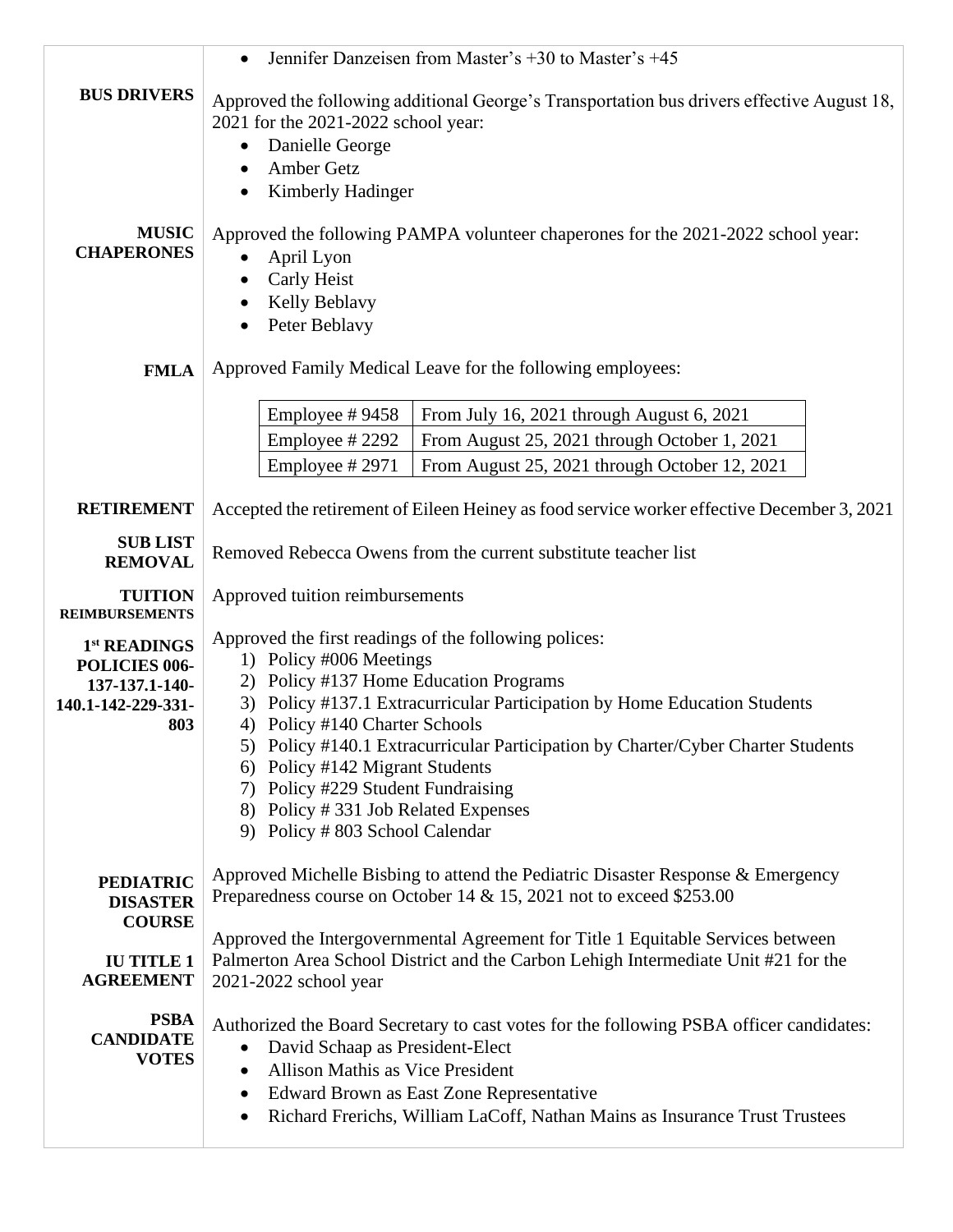- Jennifer Danzeisen from Master's +30 to Master's +45

**BUS DRIVERS**

Approved the following additional George's Transportation bus drivers effective August 18, 2021 for the 2021-2022 school year:

- Danielle George
- Amber Getz
- Kimberly Hadinger

**MUSIC CHAPERONES**

Approved the following PAMPA volunteer chaperones for the 2021-2022 school year:

- April Lyon
- Carly Heist
- Kelly Beblavy
- Peter Beblavy

**FMLA**

Approved Family Medical Leave for the following employees:

| Employee # 9458 | From July 16, 2021 through August 6, 2021 |
|---|---|
| Employee # 2292 | From August 25, 2021 through October 1, 2021 |
| Employee # 2971 | From August 25, 2021 through October 12, 2021 |

**RETIREMENT**

Accepted the retirement of Eileen Heiney as food service worker effective December 3, 2021

**SUB LIST REMOVAL**

Removed Rebecca Owens from the current substitute teacher list

**TUITION REIMBURSEMENTS**

Approved tuition reimbursements

**1st READINGS POLICIES 006-137-137.1-140-140.1-142-229-331-803**

Approved the first readings of the following polices:

1) Policy #006 Meetings
2) Policy #137 Home Education Programs
3) Policy #137.1 Extracurricular Participation by Home Education Students
4) Policy #140 Charter Schools
5) Policy #140.1 Extracurricular Participation by Charter/Cyber Charter Students
6) Policy #142 Migrant Students
7) Policy #229 Student Fundraising
8) Policy # 331 Job Related Expenses
9) Policy # 803 School Calendar

**PEDIATRIC DISASTER COURSE**

Approved Michelle Bisbing to attend the Pediatric Disaster Response & Emergency Preparedness course on October 14 & 15, 2021 not to exceed $253.00

**IU TITLE 1 AGREEMENT**

Approved the Intergovernmental Agreement for Title 1 Equitable Services between Palmerton Area School District and the Carbon Lehigh Intermediate Unit #21 for the 2021-2022 school year

**PSBA CANDIDATE VOTES**

Authorized the Board Secretary to cast votes for the following PSBA officer candidates:

- David Schaap as President-Elect
- Allison Mathis as Vice President
- Edward Brown as East Zone Representative
- Richard Frerichs, William LaCoff, Nathan Mains as Insurance Trust Trustees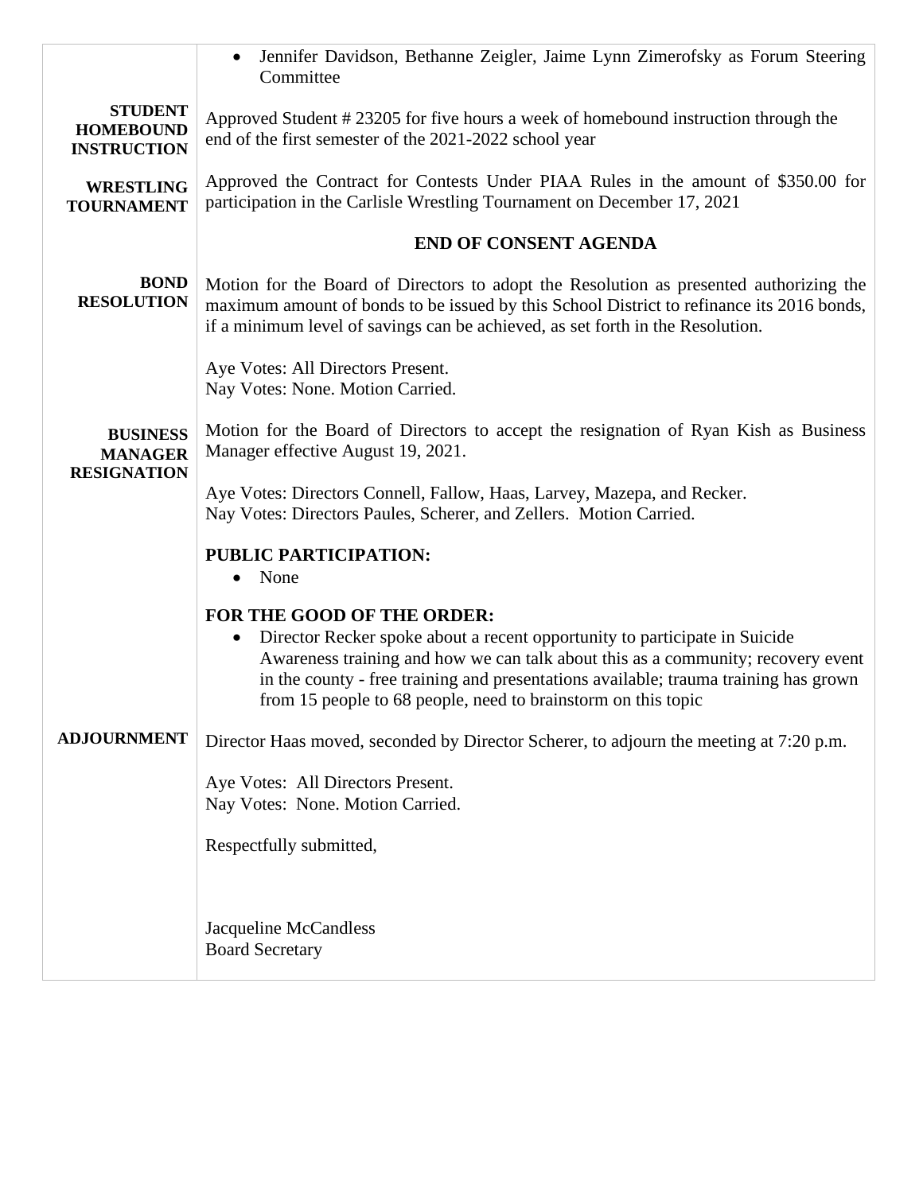- Jennifer Davidson, Bethanne Zeigler, Jaime Lynn Zimerofsky as Forum Steering Committee

**STUDENT HOMEBOUND INSTRUCTION**

Approved Student # 23205 for five hours a week of homebound instruction through the end of the first semester of the 2021-2022 school year

**WRESTLING TOURNAMENT**

Approved the Contract for Contests Under PIAA Rules in the amount of $350.00 for participation in the Carlisle Wrestling Tournament on December 17, 2021

**END OF CONSENT AGENDA**

**BOND RESOLUTION**

Motion for the Board of Directors to adopt the Resolution as presented authorizing the maximum amount of bonds to be issued by this School District to refinance its 2016 bonds, if a minimum level of savings can be achieved, as set forth in the Resolution.

Aye Votes: All Directors Present.
Nay Votes: None. Motion Carried.

**BUSINESS MANAGER RESIGNATION**

Motion for the Board of Directors to accept the resignation of Ryan Kish as Business Manager effective August 19, 2021.

Aye Votes: Directors Connell, Fallow, Haas, Larvey, Mazepa, and Recker.
Nay Votes: Directors Paules, Scherer, and Zellers. Motion Carried.

**PUBLIC PARTICIPATION:**

- None

**FOR THE GOOD OF THE ORDER:**

- Director Recker spoke about a recent opportunity to participate in Suicide Awareness training and how we can talk about this as a community; recovery event in the county - free training and presentations available; trauma training has grown from 15 people to 68 people, need to brainstorm on this topic

**ADJOURNMENT**

Director Haas moved, seconded by Director Scherer, to adjourn the meeting at 7:20 p.m.

Aye Votes: All Directors Present.
Nay Votes: None. Motion Carried.

Respectfully submitted,

Jacqueline McCandless
Board Secretary